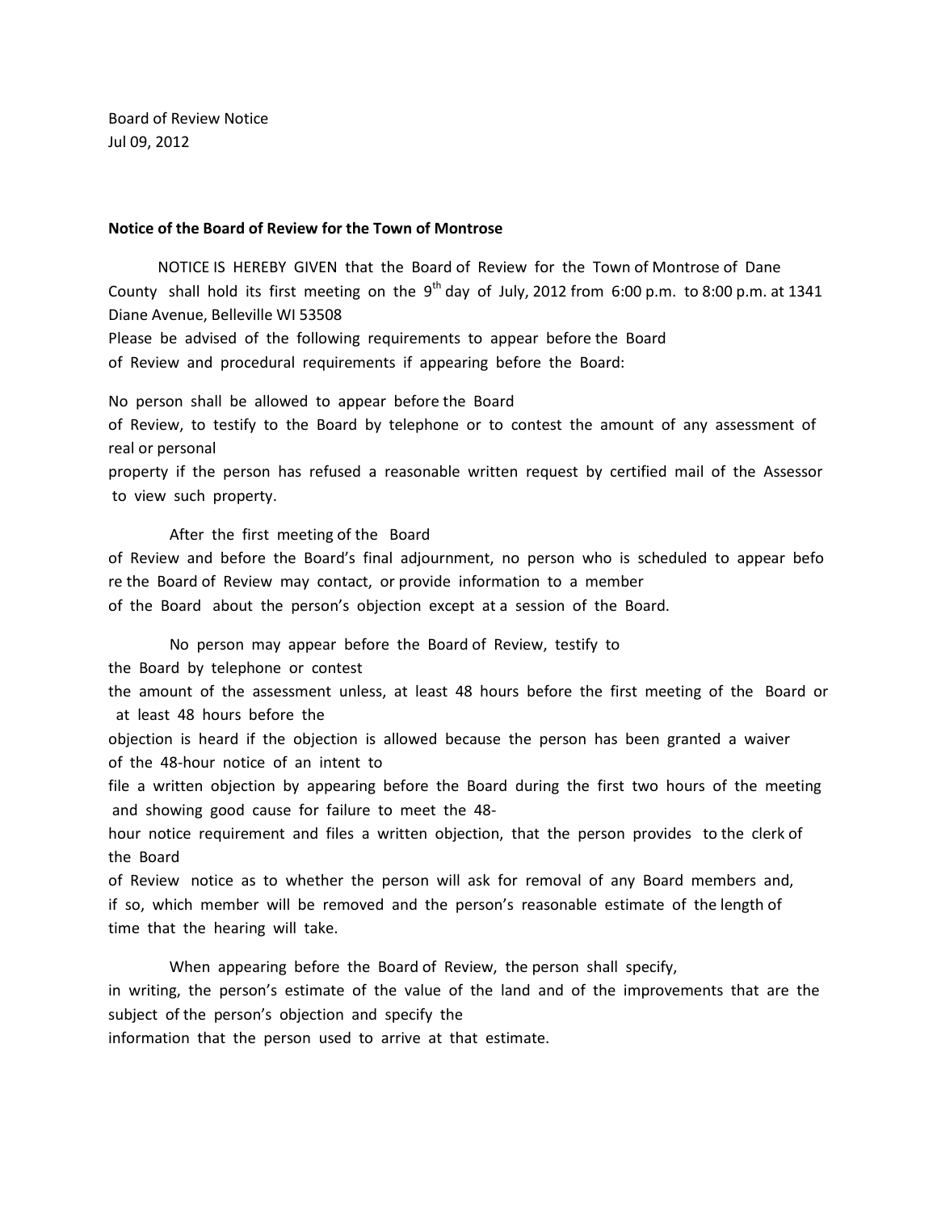Board of Review Notice
Jul 09, 2012

**Notice of the Board of Review for the Town of Montrose**

NOTICE IS HEREBY GIVEN that the Board of Review for the Town of Montrose of Dane County shall hold its first meeting on the 9th day of July, 2012 from 6:00 p.m. to 8:00 p.m. at 1341 Diane Avenue, Belleville WI 53508

Please be advised of the following requirements to appear before the Board of Review and procedural requirements if appearing before the Board:

No person shall be allowed to appear before the Board of Review, to testify to the Board by telephone or to contest the amount of any assessment of real or personal property if the person has refused a reasonable written request by certified mail of the Assessor to view such property.

After the first meeting of the Board of Review and before the Board's final adjournment, no person who is scheduled to appear before the Board of Review may contact, or provide information to a member of the Board about the person's objection except at a session of the Board.

No person may appear before the Board of Review, testify to the Board by telephone or contest the amount of the assessment unless, at least 48 hours before the first meeting of the Board or at least 48 hours before the objection is heard if the objection is allowed because the person has been granted a waiver of the 48-hour notice of an intent to file a written objection by appearing before the Board during the first two hours of the meeting and showing good cause for failure to meet the 48-hour notice requirement and files a written objection, that the person provides to the clerk of the Board of Review notice as to whether the person will ask for removal of any Board members and, if so, which member will be removed and the person's reasonable estimate of the length of time that the hearing will take.

When appearing before the Board of Review, the person shall specify, in writing, the person's estimate of the value of the land and of the improvements that are the subject of the person's objection and specify the information that the person used to arrive at that estimate.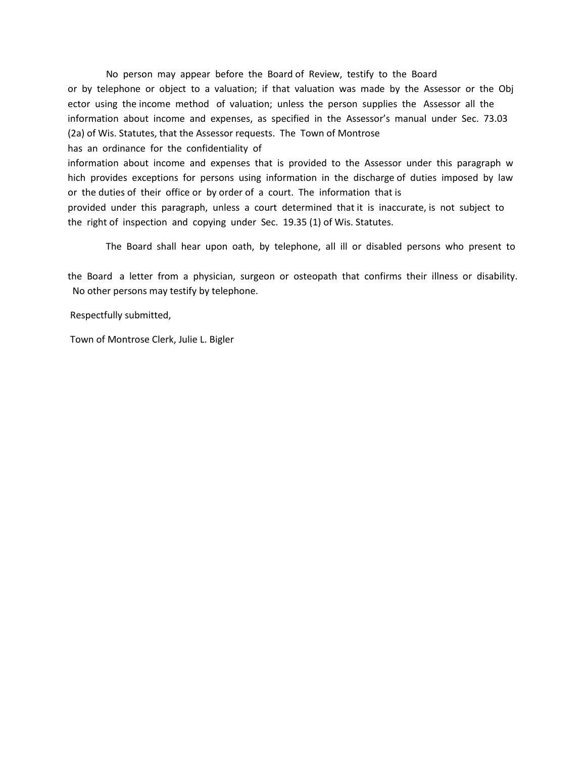No person may appear before the Board of Review, testify to the Board or by telephone or object to a valuation; if that valuation was made by the Assessor or the Objector using the income method of valuation; unless the person supplies the Assessor all the information about income and expenses, as specified in the Assessor's manual under Sec. 73.03 (2a) of Wis. Statutes, that the Assessor requests. The Town of Montrose has an ordinance for the confidentiality of information about income and expenses that is provided to the Assessor under this paragraph which provides exceptions for persons using information in the discharge of duties imposed by law or the duties of their office or by order of a court. The information that is provided under this paragraph, unless a court determined that it is inaccurate, is not subject to the right of inspection and copying under Sec. 19.35 (1) of Wis. Statutes.

The Board shall hear upon oath, by telephone, all ill or disabled persons who present to the Board a letter from a physician, surgeon or osteopath that confirms their illness or disability. No other persons may testify by telephone.

Respectfully submitted,

Town of Montrose Clerk, Julie L. Bigler